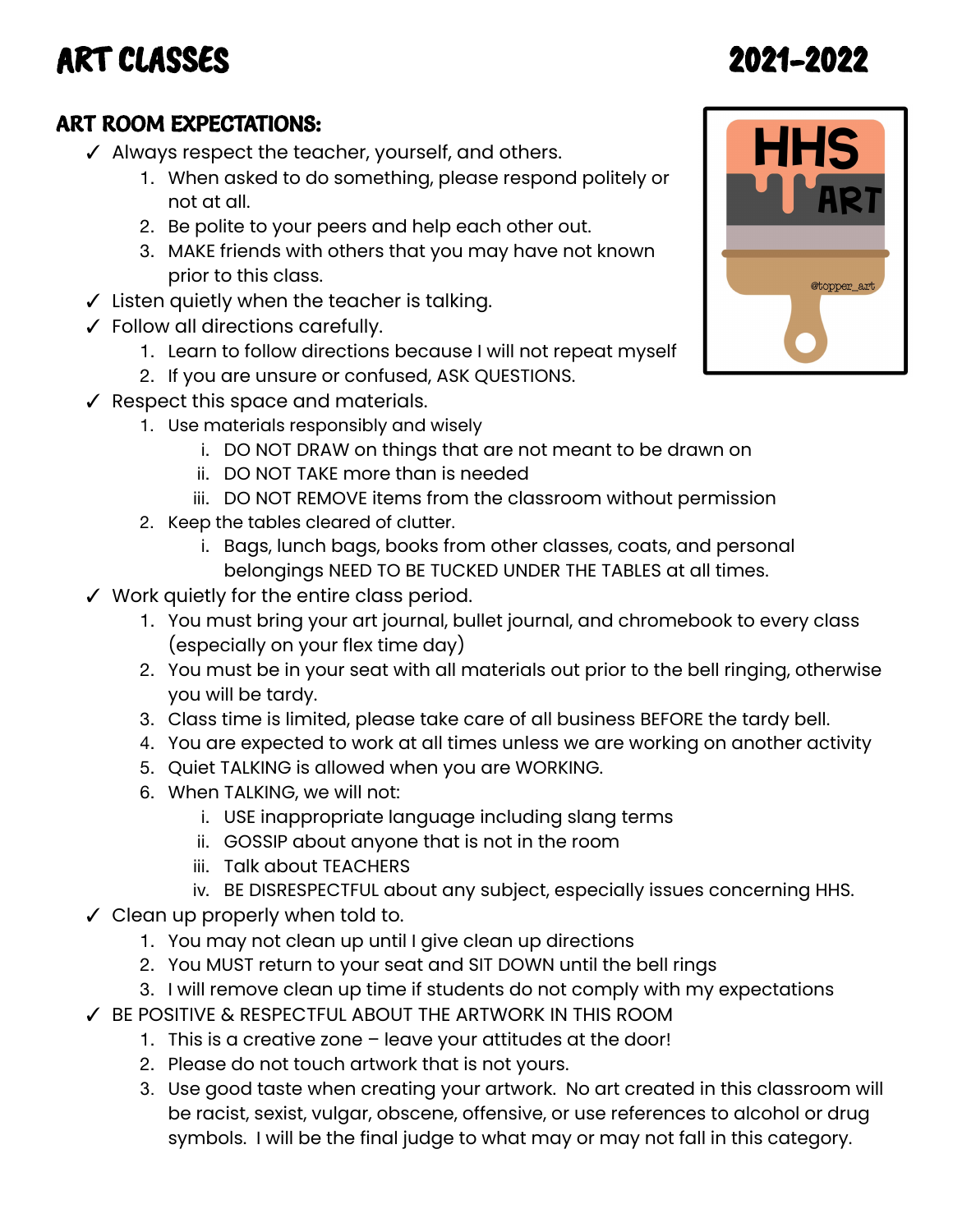# ART CLASSES 2021-2022

## ART ROOM EXPECTATIONS:

- ✓ Always respect the teacher, yourself, and others.
  1. When asked to do something, please respond politely or not at all.
  2. Be polite to your peers and help each other out.
  3. MAKE friends with others that you may have not known prior to this class.
- ✓ Listen quietly when the teacher is talking.
- ✓ Follow all directions carefully.
  1. Learn to follow directions because I will not repeat myself
  2. If you are unsure or confused, ASK QUESTIONS.
- ✓ Respect this space and materials.
  1. Use materials responsibly and wisely
     - i. DO NOT DRAW on things that are not meant to be drawn on
     - ii. DO NOT TAKE more than is needed
     - iii. DO NOT REMOVE items from the classroom without permission
  2. Keep the tables cleared of clutter.
     - i. Bags, lunch bags, books from other classes, coats, and personal belongings NEED TO BE TUCKED UNDER THE TABLES at all times.
- ✓ Work quietly for the entire class period.
  1. You must bring your art journal, bullet journal, and chromebook to every class (especially on your flex time day)
  2. You must be in your seat with all materials out prior to the bell ringing, otherwise you will be tardy.
  3. Class time is limited, please take care of all business BEFORE the tardy bell.
  4. You are expected to work at all times unless we are working on another activity
  5. Quiet TALKING is allowed when you are WORKING.
  6. When TALKING, we will not:
     - i. USE inappropriate language including slang terms
     - ii. GOSSIP about anyone that is not in the room
     - iii. Talk about TEACHERS
     - iv. BE DISRESPECTFUL about any subject, especially issues concerning HHS.
- ✓ Clean up properly when told to.
  1. You may not clean up until I give clean up directions
  2. You MUST return to your seat and SIT DOWN until the bell rings
  3. I will remove clean up time if students do not comply with my expectations
- ✓ BE POSITIVE & RESPECTFUL ABOUT THE ARTWORK IN THIS ROOM
  1. This is a creative zone – leave your attitudes at the door!
  2. Please do not touch artwork that is not yours.
  3. Use good taste when creating your artwork. No art created in this classroom will be racist, sexist, vulgar, obscene, offensive, or use references to alcohol or drug symbols. I will be the final judge to what may or may not fall in this category.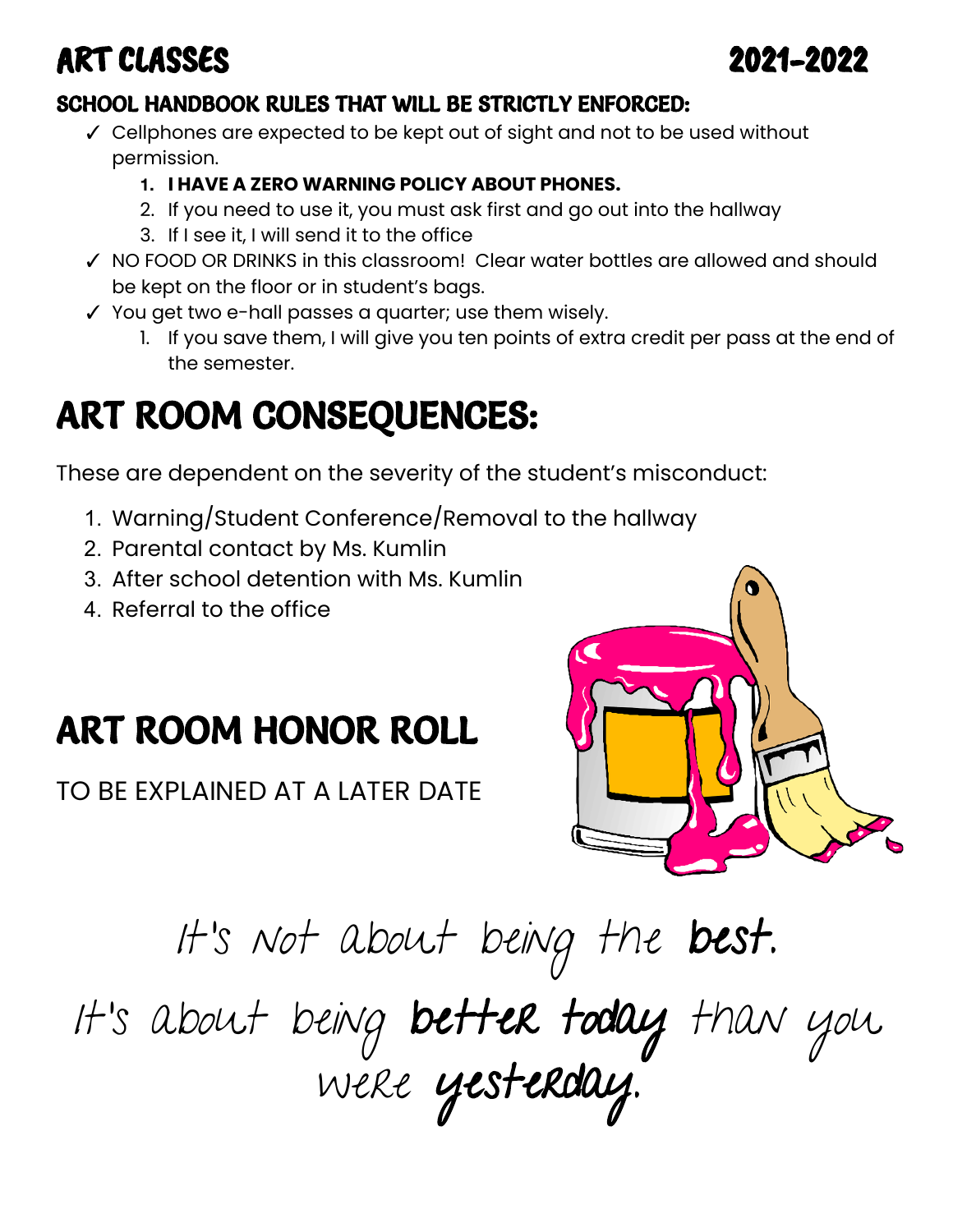# ART CLASSES 2021-2022

### SCHOOL HANDBOOK RULES THAT WILL BE STRICTLY ENFORCED:

- ✓ Cellphones are expected to be kept out of sight and not to be used without permission.
    1. **I HAVE A ZERO WARNING POLICY ABOUT PHONES.**
    2. If you need to use it, you must ask first and go out into the hallway
    3. If I see it, I will send it to the office
- ✓ NO FOOD OR DRINKS in this classroom! Clear water bottles are allowed and should be kept on the floor or in student's bags.
- ✓ You get two e-hall passes a quarter; use them wisely.
    1. If you save them, I will give you ten points of extra credit per pass at the end of the semester.

# ART ROOM CONSEQUENCES:

These are dependent on the severity of the student's misconduct:

1. Warning/Student Conference/Removal to the hallway
2. Parental contact by Ms. Kumlin
3. After school detention with Ms. Kumlin
4. Referral to the office

# ART ROOM HONOR ROLL

TO BE EXPLAINED AT A LATER DATE

It's not about being the **best**.
It's about being **better today** than you were **yesterday**.